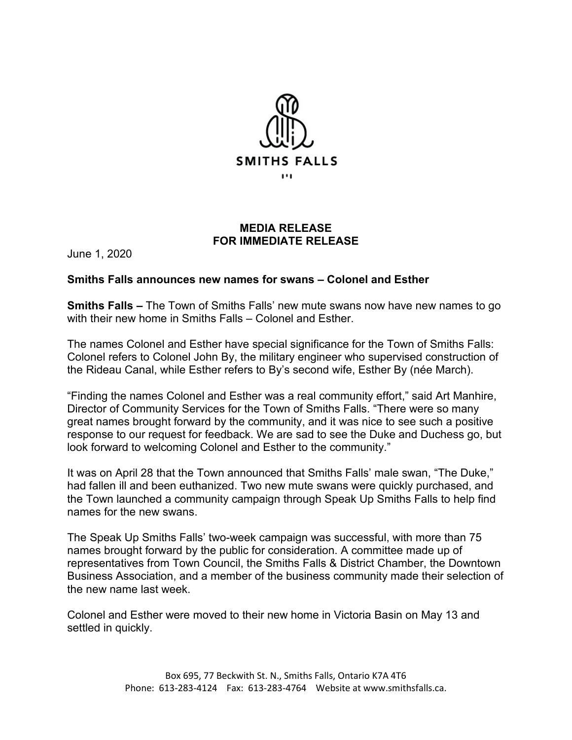SMITHS FALLS

**MEDIA RELEASE**
**FOR IMMEDIATE RELEASE**

June 1, 2020

**Smiths Falls announces new names for swans – Colonel and Esther**

**Smiths Falls –** The Town of Smiths Falls' new mute swans now have new names to go with their new home in Smiths Falls – Colonel and Esther.

The names Colonel and Esther have special significance for the Town of Smiths Falls: Colonel refers to Colonel John By, the military engineer who supervised construction of the Rideau Canal, while Esther refers to By's second wife, Esther By (née March).

"Finding the names Colonel and Esther was a real community effort," said Art Manhire, Director of Community Services for the Town of Smiths Falls. "There were so many great names brought forward by the community, and it was nice to see such a positive response to our request for feedback. We are sad to see the Duke and Duchess go, but look forward to welcoming Colonel and Esther to the community."

It was on April 28 that the Town announced that Smiths Falls' male swan, "The Duke," had fallen ill and been euthanized. Two new mute swans were quickly purchased, and the Town launched a community campaign through Speak Up Smiths Falls to help find names for the new swans.

The Speak Up Smiths Falls' two-week campaign was successful, with more than 75 names brought forward by the public for consideration. A committee made up of representatives from Town Council, the Smiths Falls & District Chamber, the Downtown Business Association, and a member of the business community made their selection of the new name last week.

Colonel and Esther were moved to their new home in Victoria Basin on May 13 and settled in quickly.

Box 695, 77 Beckwith St. N., Smiths Falls, Ontario K7A 4T6
Phone: 613-283-4124 Fax: 613-283-4764 Website at www.smithsfalls.ca.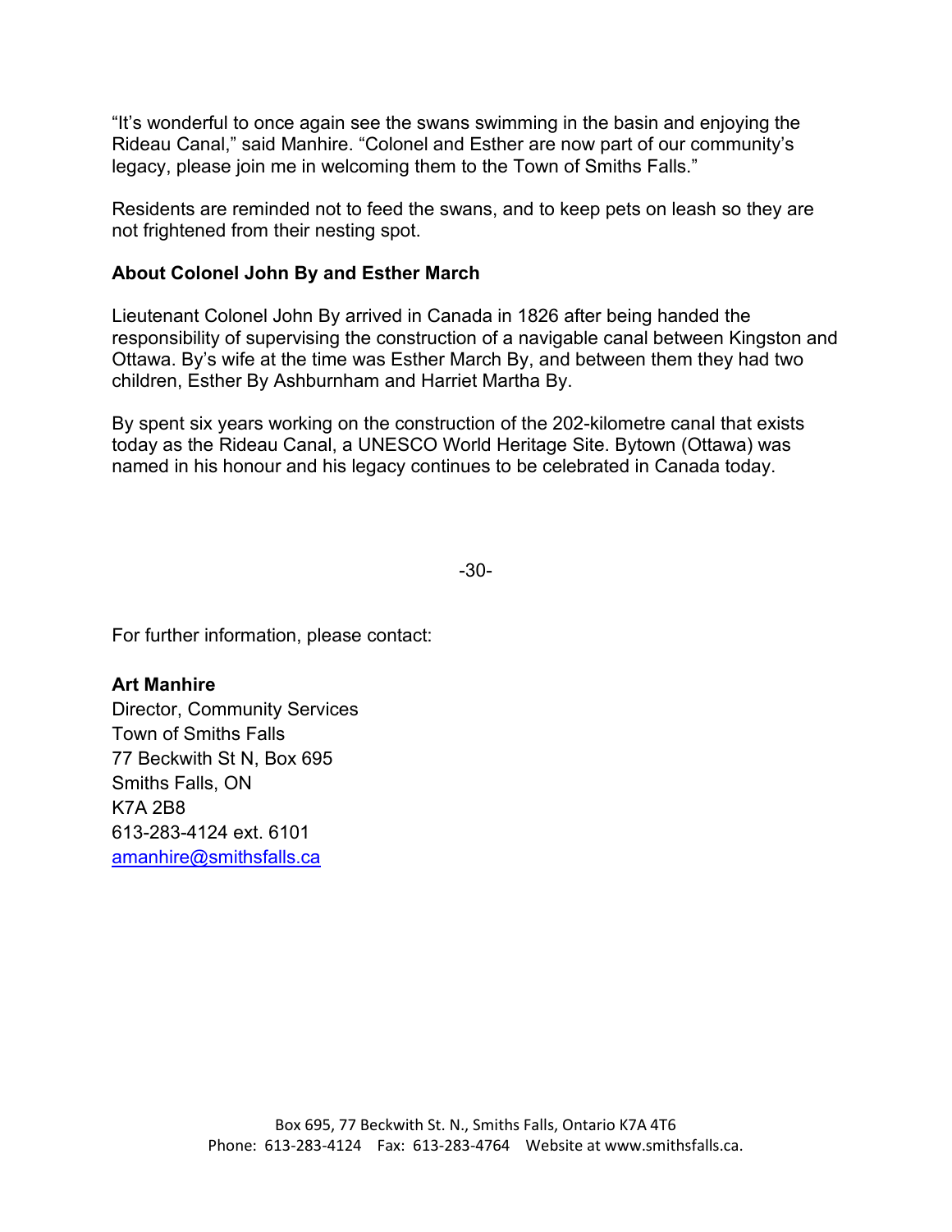"It's wonderful to once again see the swans swimming in the basin and enjoying the Rideau Canal," said Manhire. "Colonel and Esther are now part of our community's legacy, please join me in welcoming them to the Town of Smiths Falls."

Residents are reminded not to feed the swans, and to keep pets on leash so they are not frightened from their nesting spot.

**About Colonel John By and Esther March**

Lieutenant Colonel John By arrived in Canada in 1826 after being handed the responsibility of supervising the construction of a navigable canal between Kingston and Ottawa. By's wife at the time was Esther March By, and between them they had two children, Esther By Ashburnham and Harriet Martha By.

By spent six years working on the construction of the 202-kilometre canal that exists today as the Rideau Canal, a UNESCO World Heritage Site. Bytown (Ottawa) was named in his honour and his legacy continues to be celebrated in Canada today.

-30-

For further information, please contact:

**Art Manhire**
Director, Community Services
Town of Smiths Falls
77 Beckwith St N, Box 695
Smiths Falls, ON
K7A 2B8
613-283-4124 ext. 6101
amanhire@smithsfalls.ca

Box 695, 77 Beckwith St. N., Smiths Falls, Ontario K7A 4T6
Phone: 613-283-4124 Fax: 613-283-4764 Website at www.smithsfalls.ca.